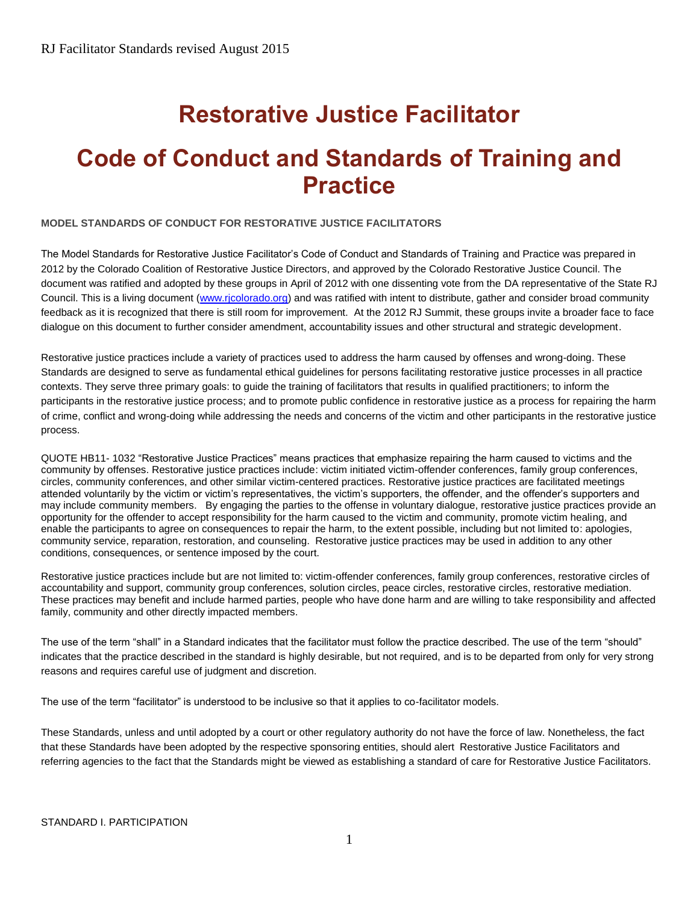# Restorative Justice Facilitator

# Code of Conduct and Standards of Training and Practice

**MODEL STANDARDS OF CONDUCT FOR RESTORATIVE JUSTICE FACILITATORS**

The Model Standards for Restorative Justice Facilitator's Code of Conduct and Standards of Training and Practice was prepared in 2012 by the Colorado Coalition of Restorative Justice Directors, and approved by the Colorado Restorative Justice Council. The document was ratified and adopted by these groups in April of 2012 with one dissenting vote from the DA representative of the State RJ Council. This is a living document (www.rjcolorado.org) and was ratified with intent to distribute, gather and consider broad community feedback as it is recognized that there is still room for improvement. At the 2012 RJ Summit, these groups invite a broader face to face dialogue on this document to further consider amendment, accountability issues and other structural and strategic development.

Restorative justice practices include a variety of practices used to address the harm caused by offenses and wrong-doing. These Standards are designed to serve as fundamental ethical guidelines for persons facilitating restorative justice processes in all practice contexts. They serve three primary goals: to guide the training of facilitators that results in qualified practitioners; to inform the participants in the restorative justice process; and to promote public confidence in restorative justice as a process for repairing the harm of crime, conflict and wrong-doing while addressing the needs and concerns of the victim and other participants in the restorative justice process.

QUOTE HB11- 1032 "Restorative Justice Practices" means practices that emphasize repairing the harm caused to victims and the community by offenses. Restorative justice practices include: victim initiated victim-offender conferences, family group conferences, circles, community conferences, and other similar victim-centered practices. Restorative justice practices are facilitated meetings attended voluntarily by the victim or victim's representatives, the victim's supporters, the offender, and the offender's supporters and may include community members. By engaging the parties to the offense in voluntary dialogue, restorative justice practices provide an opportunity for the offender to accept responsibility for the harm caused to the victim and community, promote victim healing, and enable the participants to agree on consequences to repair the harm, to the extent possible, including but not limited to: apologies, community service, reparation, restoration, and counseling. Restorative justice practices may be used in addition to any other conditions, consequences, or sentence imposed by the court.

Restorative justice practices include but are not limited to: victim-offender conferences, family group conferences, restorative circles of accountability and support, community group conferences, solution circles, peace circles, restorative circles, restorative mediation. These practices may benefit and include harmed parties, people who have done harm and are willing to take responsibility and affected family, community and other directly impacted members.

The use of the term "shall" in a Standard indicates that the facilitator must follow the practice described. The use of the term "should" indicates that the practice described in the standard is highly desirable, but not required, and is to be departed from only for very strong reasons and requires careful use of judgment and discretion.

The use of the term "facilitator" is understood to be inclusive so that it applies to co-facilitator models.

These Standards, unless and until adopted by a court or other regulatory authority do not have the force of law. Nonetheless, the fact that these Standards have been adopted by the respective sponsoring entities, should alert Restorative Justice Facilitators and referring agencies to the fact that the Standards might be viewed as establishing a standard of care for Restorative Justice Facilitators.

STANDARD I. PARTICIPATION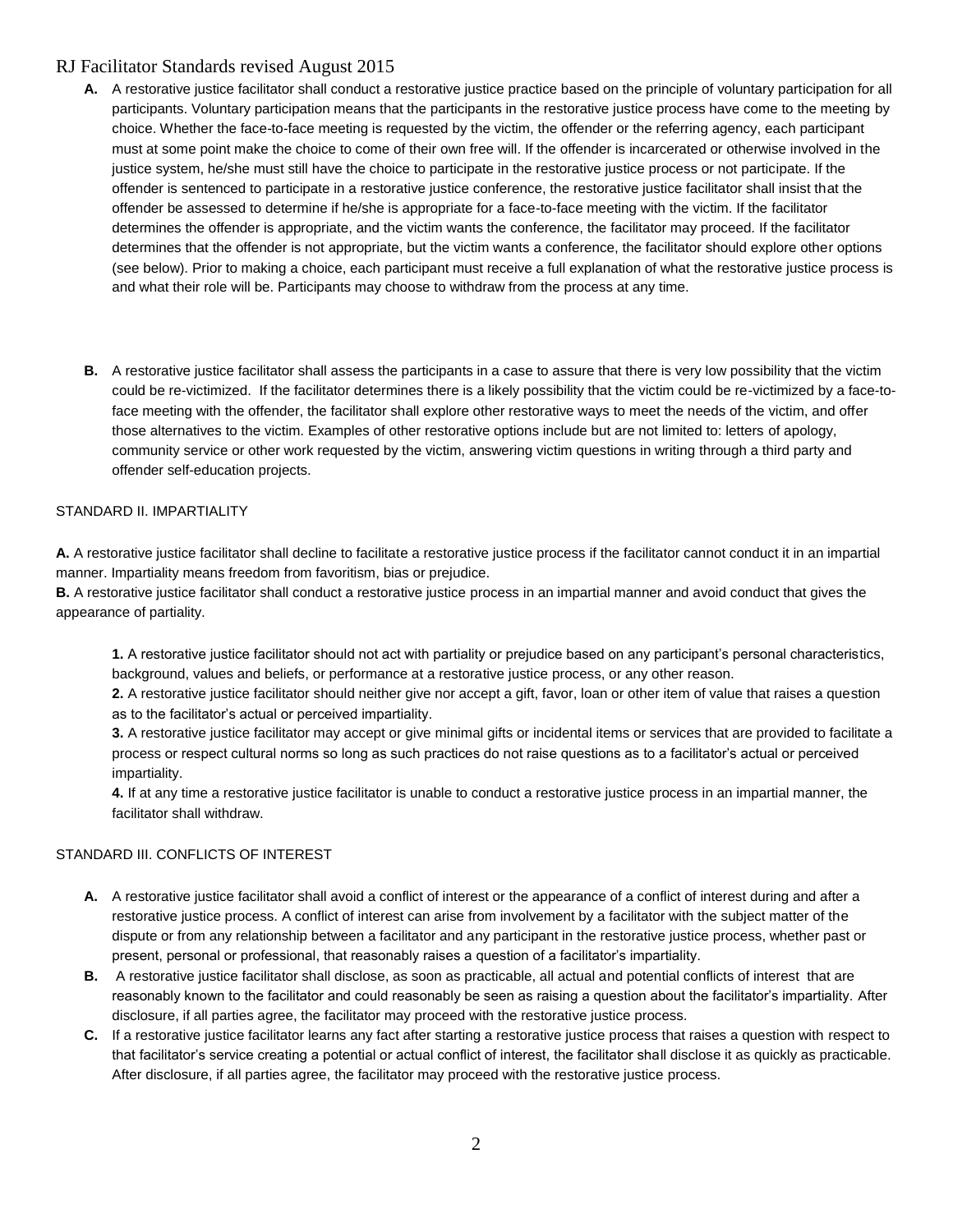- **A.** A restorative justice facilitator shall conduct a restorative justice practice based on the principle of voluntary participation for all participants. Voluntary participation means that the participants in the restorative justice process have come to the meeting by choice. Whether the face-to-face meeting is requested by the victim, the offender or the referring agency, each participant must at some point make the choice to come of their own free will. If the offender is incarcerated or otherwise involved in the justice system, he/she must still have the choice to participate in the restorative justice process or not participate. If the offender is sentenced to participate in a restorative justice conference, the restorative justice facilitator shall insist that the offender be assessed to determine if he/she is appropriate for a face-to-face meeting with the victim. If the facilitator determines the offender is appropriate, and the victim wants the conference, the facilitator may proceed. If the facilitator determines that the offender is not appropriate, but the victim wants a conference, the facilitator should explore other options (see below). Prior to making a choice, each participant must receive a full explanation of what the restorative justice process is and what their role will be. Participants may choose to withdraw from the process at any time.

- **B.** A restorative justice facilitator shall assess the participants in a case to assure that there is very low possibility that the victim could be re-victimized. If the facilitator determines there is a likely possibility that the victim could be re-victimized by a face-to-face meeting with the offender, the facilitator shall explore other restorative ways to meet the needs of the victim, and offer those alternatives to the victim. Examples of other restorative options include but are not limited to: letters of apology, community service or other work requested by the victim, answering victim questions in writing through a third party and offender self-education projects.

STANDARD II. IMPARTIALITY

**A.** A restorative justice facilitator shall decline to facilitate a restorative justice process if the facilitator cannot conduct it in an impartial manner. Impartiality means freedom from favoritism, bias or prejudice.
**B.** A restorative justice facilitator shall conduct a restorative justice process in an impartial manner and avoid conduct that gives the appearance of partiality.

> **1.** A restorative justice facilitator should not act with partiality or prejudice based on any participant's personal characteristics, background, values and beliefs, or performance at a restorative justice process, or any other reason.
> **2.** A restorative justice facilitator should neither give nor accept a gift, favor, loan or other item of value that raises a question as to the facilitator's actual or perceived impartiality.
> **3.** A restorative justice facilitator may accept or give minimal gifts or incidental items or services that are provided to facilitate a process or respect cultural norms so long as such practices do not raise questions as to a facilitator's actual or perceived impartiality.
> **4.** If at any time a restorative justice facilitator is unable to conduct a restorative justice process in an impartial manner, the facilitator shall withdraw.

STANDARD III. CONFLICTS OF INTEREST

- **A.** A restorative justice facilitator shall avoid a conflict of interest or the appearance of a conflict of interest during and after a restorative justice process. A conflict of interest can arise from involvement by a facilitator with the subject matter of the dispute or from any relationship between a facilitator and any participant in the restorative justice process, whether past or present, personal or professional, that reasonably raises a question of a facilitator's impartiality.
- **B.** A restorative justice facilitator shall disclose, as soon as practicable, all actual and potential conflicts of interest that are reasonably known to the facilitator and could reasonably be seen as raising a question about the facilitator's impartiality. After disclosure, if all parties agree, the facilitator may proceed with the restorative justice process.
- **C.** If a restorative justice facilitator learns any fact after starting a restorative justice process that raises a question with respect to that facilitator's service creating a potential or actual conflict of interest, the facilitator shall disclose it as quickly as practicable. After disclosure, if all parties agree, the facilitator may proceed with the restorative justice process.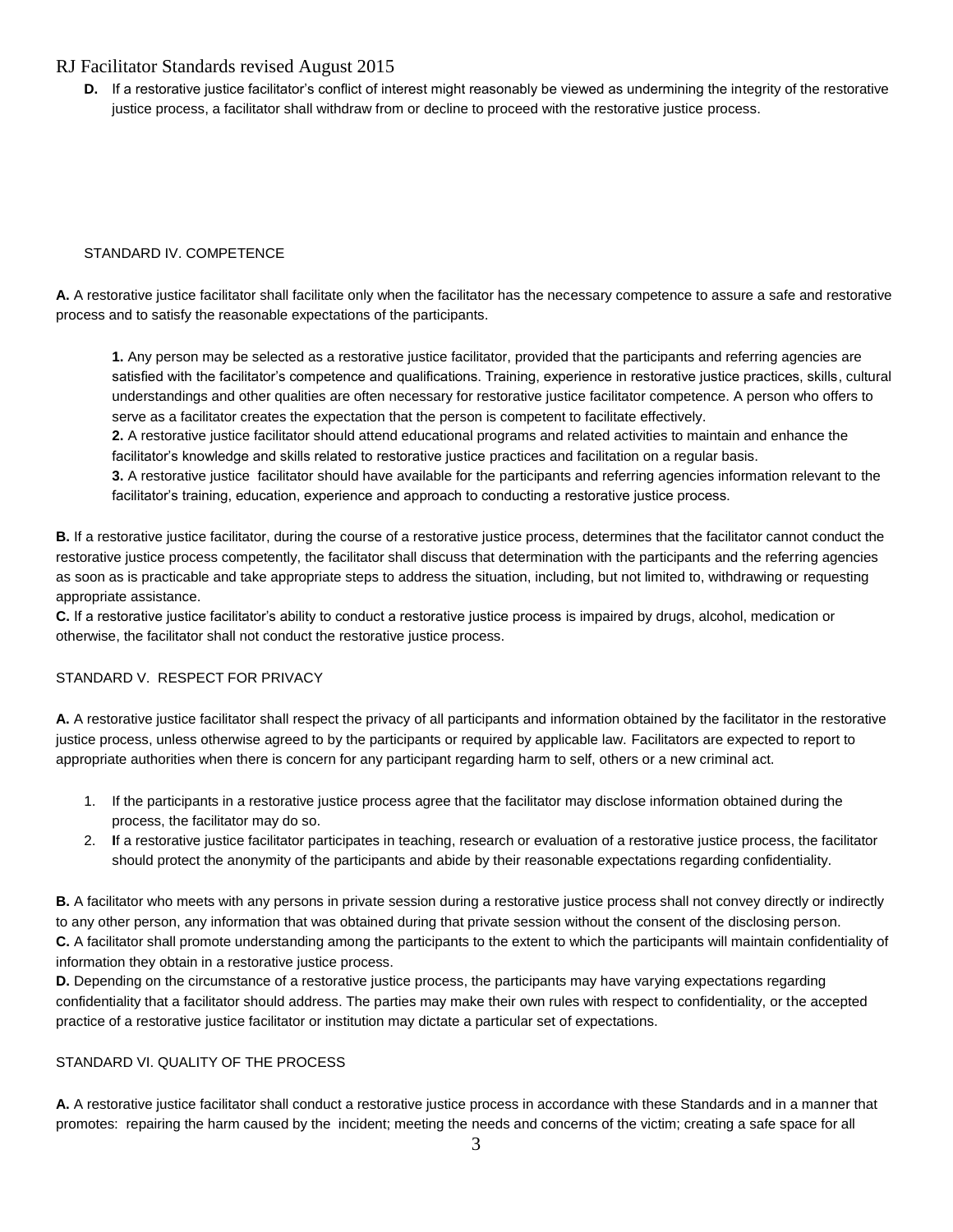**D.** If a restorative justice facilitator's conflict of interest might reasonably be viewed as undermining the integrity of the restorative justice process, a facilitator shall withdraw from or decline to proceed with the restorative justice process.

## STANDARD IV. COMPETENCE

**A.** A restorative justice facilitator shall facilitate only when the facilitator has the necessary competence to assure a safe and restorative process and to satisfy the reasonable expectations of the participants.

**1.** Any person may be selected as a restorative justice facilitator, provided that the participants and referring agencies are satisfied with the facilitator's competence and qualifications. Training, experience in restorative justice practices, skills, cultural understandings and other qualities are often necessary for restorative justice facilitator competence. A person who offers to serve as a facilitator creates the expectation that the person is competent to facilitate effectively.

**2.** A restorative justice facilitator should attend educational programs and related activities to maintain and enhance the facilitator's knowledge and skills related to restorative justice practices and facilitation on a regular basis.

**3.** A restorative justice facilitator should have available for the participants and referring agencies information relevant to the facilitator's training, education, experience and approach to conducting a restorative justice process.

**B.** If a restorative justice facilitator, during the course of a restorative justice process, determines that the facilitator cannot conduct the restorative justice process competently, the facilitator shall discuss that determination with the participants and the referring agencies as soon as is practicable and take appropriate steps to address the situation, including, but not limited to, withdrawing or requesting appropriate assistance.

**C.** If a restorative justice facilitator's ability to conduct a restorative justice process is impaired by drugs, alcohol, medication or otherwise, the facilitator shall not conduct the restorative justice process.

## STANDARD V. RESPECT FOR PRIVACY

**A.** A restorative justice facilitator shall respect the privacy of all participants and information obtained by the facilitator in the restorative justice process, unless otherwise agreed to by the participants or required by applicable law. Facilitators are expected to report to appropriate authorities when there is concern for any participant regarding harm to self, others or a new criminal act.

1. If the participants in a restorative justice process agree that the facilitator may disclose information obtained during the process, the facilitator may do so.
2. **I**f a restorative justice facilitator participates in teaching, research or evaluation of a restorative justice process, the facilitator should protect the anonymity of the participants and abide by their reasonable expectations regarding confidentiality.

**B.** A facilitator who meets with any persons in private session during a restorative justice process shall not convey directly or indirectly to any other person, any information that was obtained during that private session without the consent of the disclosing person.

**C.** A facilitator shall promote understanding among the participants to the extent to which the participants will maintain confidentiality of information they obtain in a restorative justice process.

**D.** Depending on the circumstance of a restorative justice process, the participants may have varying expectations regarding confidentiality that a facilitator should address. The parties may make their own rules with respect to confidentiality, or the accepted practice of a restorative justice facilitator or institution may dictate a particular set of expectations.

## STANDARD VI. QUALITY OF THE PROCESS

**A.** A restorative justice facilitator shall conduct a restorative justice process in accordance with these Standards and in a manner that promotes: repairing the harm caused by the incident; meeting the needs and concerns of the victim; creating a safe space for all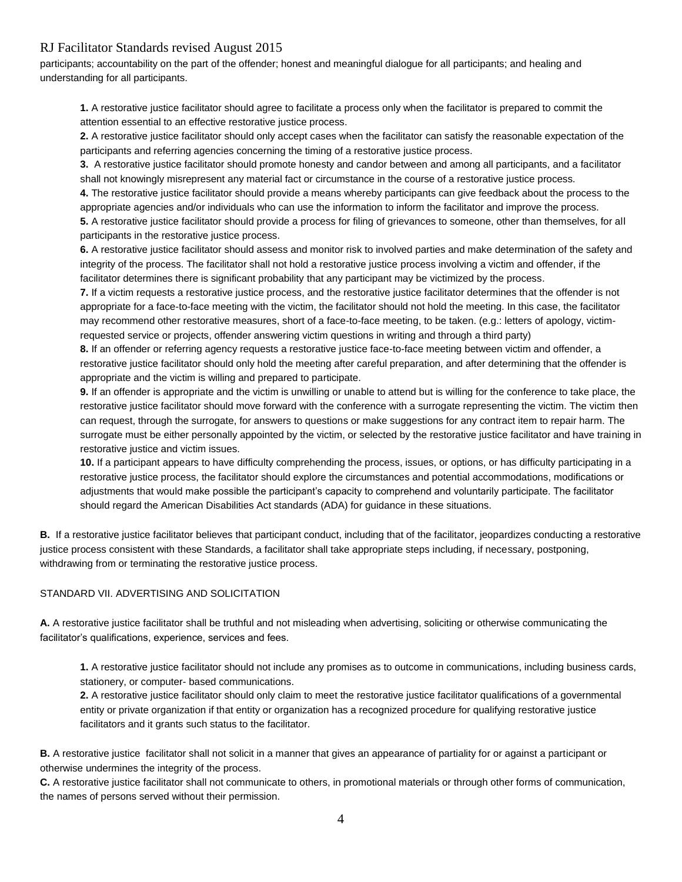participants; accountability on the part of the offender; honest and meaningful dialogue for all participants; and healing and understanding for all participants.

> **1.** A restorative justice facilitator should agree to facilitate a process only when the facilitator is prepared to commit the attention essential to an effective restorative justice process.
>
> **2.** A restorative justice facilitator should only accept cases when the facilitator can satisfy the reasonable expectation of the participants and referring agencies concerning the timing of a restorative justice process.
>
> **3.** A restorative justice facilitator should promote honesty and candor between and among all participants, and a facilitator shall not knowingly misrepresent any material fact or circumstance in the course of a restorative justice process.
>
> **4.** The restorative justice facilitator should provide a means whereby participants can give feedback about the process to the appropriate agencies and/or individuals who can use the information to inform the facilitator and improve the process.
>
> **5.** A restorative justice facilitator should provide a process for filing of grievances to someone, other than themselves, for all participants in the restorative justice process.
>
> **6.** A restorative justice facilitator should assess and monitor risk to involved parties and make determination of the safety and integrity of the process. The facilitator shall not hold a restorative justice process involving a victim and offender, if the facilitator determines there is significant probability that any participant may be victimized by the process.
>
> **7.** If a victim requests a restorative justice process, and the restorative justice facilitator determines that the offender is not appropriate for a face-to-face meeting with the victim, the facilitator should not hold the meeting. In this case, the facilitator may recommend other restorative measures, short of a face-to-face meeting, to be taken. (e.g.: letters of apology, victim-requested service or projects, offender answering victim questions in writing and through a third party)
>
> **8.** If an offender or referring agency requests a restorative justice face-to-face meeting between victim and offender, a restorative justice facilitator should only hold the meeting after careful preparation, and after determining that the offender is appropriate and the victim is willing and prepared to participate.
>
> **9.** If an offender is appropriate and the victim is unwilling or unable to attend but is willing for the conference to take place, the restorative justice facilitator should move forward with the conference with a surrogate representing the victim. The victim then can request, through the surrogate, for answers to questions or make suggestions for any contract item to repair harm. The surrogate must be either personally appointed by the victim, or selected by the restorative justice facilitator and have training in restorative justice and victim issues.
>
> **10.** If a participant appears to have difficulty comprehending the process, issues, or options, or has difficulty participating in a restorative justice process, the facilitator should explore the circumstances and potential accommodations, modifications or adjustments that would make possible the participant's capacity to comprehend and voluntarily participate. The facilitator should regard the American Disabilities Act standards (ADA) for guidance in these situations.

**B.** If a restorative justice facilitator believes that participant conduct, including that of the facilitator, jeopardizes conducting a restorative justice process consistent with these Standards, a facilitator shall take appropriate steps including, if necessary, postponing, withdrawing from or terminating the restorative justice process.

STANDARD VII. ADVERTISING AND SOLICITATION

**A.** A restorative justice facilitator shall be truthful and not misleading when advertising, soliciting or otherwise communicating the facilitator's qualifications, experience, services and fees.

> **1.** A restorative justice facilitator should not include any promises as to outcome in communications, including business cards, stationery, or computer- based communications.
>
> **2.** A restorative justice facilitator should only claim to meet the restorative justice facilitator qualifications of a governmental entity or private organization if that entity or organization has a recognized procedure for qualifying restorative justice facilitators and it grants such status to the facilitator.

**B.** A restorative justice facilitator shall not solicit in a manner that gives an appearance of partiality for or against a participant or otherwise undermines the integrity of the process.

**C.** A restorative justice facilitator shall not communicate to others, in promotional materials or through other forms of communication, the names of persons served without their permission.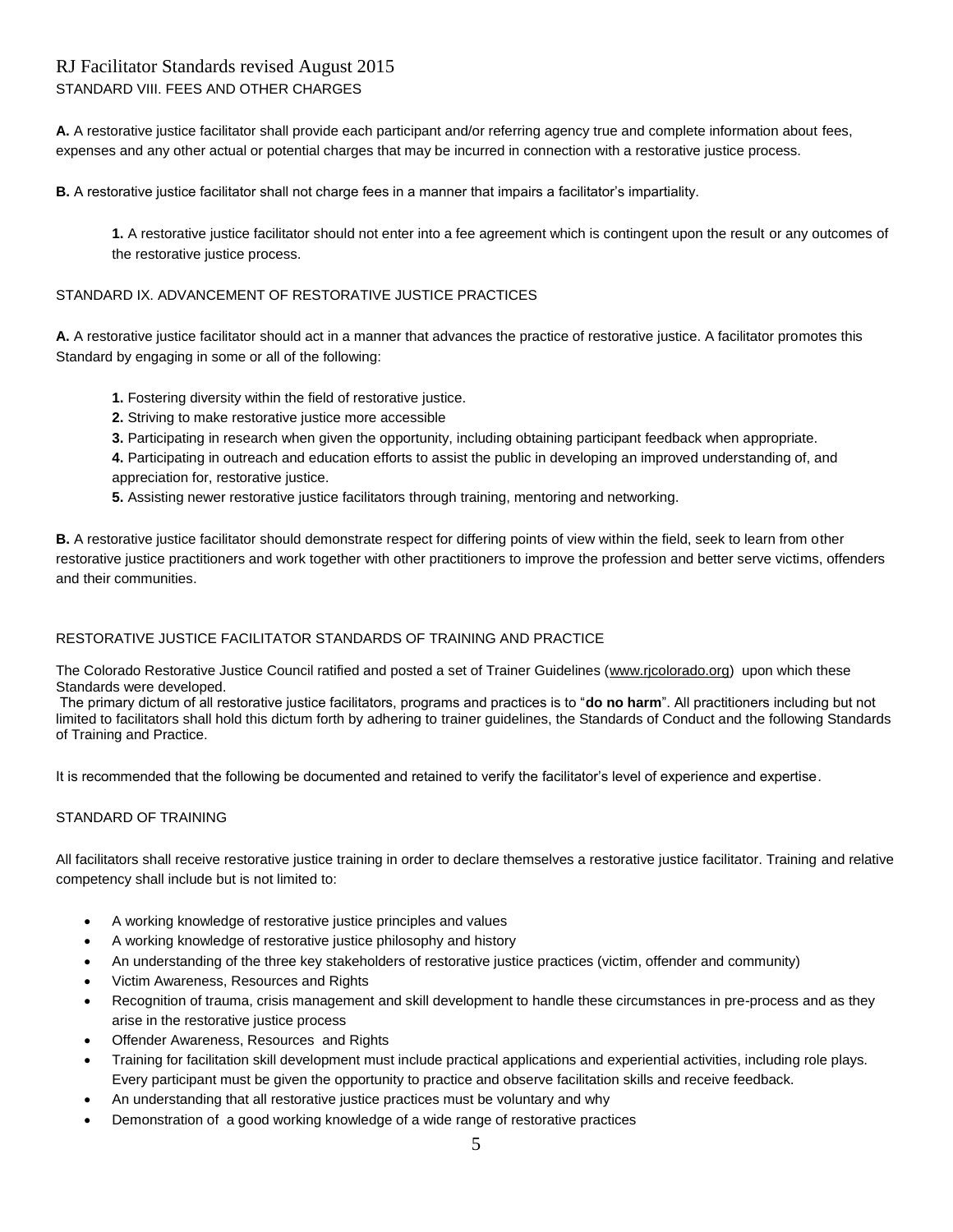STANDARD VIII. FEES AND OTHER CHARGES

**A.** A restorative justice facilitator shall provide each participant and/or referring agency true and complete information about fees, expenses and any other actual or potential charges that may be incurred in connection with a restorative justice process.

**B.** A restorative justice facilitator shall not charge fees in a manner that impairs a facilitator's impartiality.

> **1.** A restorative justice facilitator should not enter into a fee agreement which is contingent upon the result or any outcomes of the restorative justice process.

STANDARD IX. ADVANCEMENT OF RESTORATIVE JUSTICE PRACTICES

**A.** A restorative justice facilitator should act in a manner that advances the practice of restorative justice. A facilitator promotes this Standard by engaging in some or all of the following:

> **1.** Fostering diversity within the field of restorative justice.
> **2.** Striving to make restorative justice more accessible
> **3.** Participating in research when given the opportunity, including obtaining participant feedback when appropriate.
> **4.** Participating in outreach and education efforts to assist the public in developing an improved understanding of, and appreciation for, restorative justice.
> **5.** Assisting newer restorative justice facilitators through training, mentoring and networking.

**B.** A restorative justice facilitator should demonstrate respect for differing points of view within the field, seek to learn from other restorative justice practitioners and work together with other practitioners to improve the profession and better serve victims, offenders and their communities.

RESTORATIVE JUSTICE FACILITATOR STANDARDS OF TRAINING AND PRACTICE

The Colorado Restorative Justice Council ratified and posted a set of Trainer Guidelines (www.rjcolorado.org) upon which these Standards were developed.

The primary dictum of all restorative justice facilitators, programs and practices is to "**do no harm**". All practitioners including but not limited to facilitators shall hold this dictum forth by adhering to trainer guidelines, the Standards of Conduct and the following Standards of Training and Practice.

It is recommended that the following be documented and retained to verify the facilitator's level of experience and expertise.

STANDARD OF TRAINING

All facilitators shall receive restorative justice training in order to declare themselves a restorative justice facilitator. Training and relative competency shall include but is not limited to:

- A working knowledge of restorative justice principles and values
- A working knowledge of restorative justice philosophy and history
- An understanding of the three key stakeholders of restorative justice practices (victim, offender and community)
- Victim Awareness, Resources and Rights
- Recognition of trauma, crisis management and skill development to handle these circumstances in pre-process and as they arise in the restorative justice process
- Offender Awareness, Resources and Rights
- Training for facilitation skill development must include practical applications and experiential activities, including role plays. Every participant must be given the opportunity to practice and observe facilitation skills and receive feedback.
- An understanding that all restorative justice practices must be voluntary and why
- Demonstration of a good working knowledge of a wide range of restorative practices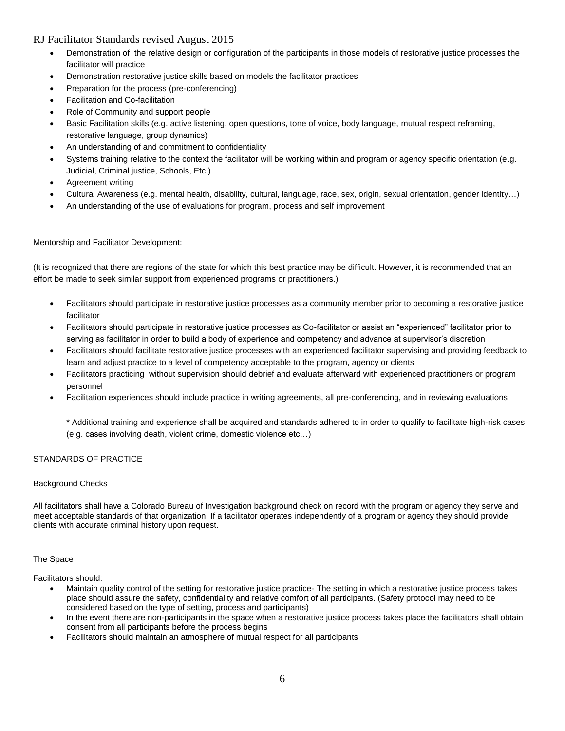- Demonstration of the relative design or configuration of the participants in those models of restorative justice processes the facilitator will practice
- Demonstration restorative justice skills based on models the facilitator practices
- Preparation for the process (pre-conferencing)
- Facilitation and Co-facilitation
- Role of Community and support people
- Basic Facilitation skills (e.g. active listening, open questions, tone of voice, body language, mutual respect reframing, restorative language, group dynamics)
- An understanding of and commitment to confidentiality
- Systems training relative to the context the facilitator will be working within and program or agency specific orientation (e.g. Judicial, Criminal justice, Schools, Etc.)
- Agreement writing
- Cultural Awareness (e.g. mental health, disability, cultural, language, race, sex, origin, sexual orientation, gender identity…)
- An understanding of the use of evaluations for program, process and self improvement

Mentorship and Facilitator Development:

(It is recognized that there are regions of the state for which this best practice may be difficult. However, it is recommended that an effort be made to seek similar support from experienced programs or practitioners.)

- Facilitators should participate in restorative justice processes as a community member prior to becoming a restorative justice facilitator
- Facilitators should participate in restorative justice processes as Co-facilitator or assist an "experienced" facilitator prior to serving as facilitator in order to build a body of experience and competency and advance at supervisor's discretion
- Facilitators should facilitate restorative justice processes with an experienced facilitator supervising and providing feedback to learn and adjust practice to a level of competency acceptable to the program, agency or clients
- Facilitators practicing without supervision should debrief and evaluate afterward with experienced practitioners or program personnel
- Facilitation experiences should include practice in writing agreements, all pre-conferencing, and in reviewing evaluations

  * Additional training and experience shall be acquired and standards adhered to in order to qualify to facilitate high-risk cases (e.g. cases involving death, violent crime, domestic violence etc…)

## STANDARDS OF PRACTICE

### Background Checks

All facilitators shall have a Colorado Bureau of Investigation background check on record with the program or agency they serve and meet acceptable standards of that organization. If a facilitator operates independently of a program or agency they should provide clients with accurate criminal history upon request.

### The Space

Facilitators should:

- Maintain quality control of the setting for restorative justice practice- The setting in which a restorative justice process takes place should assure the safety, confidentiality and relative comfort of all participants. (Safety protocol may need to be considered based on the type of setting, process and participants)
- In the event there are non-participants in the space when a restorative justice process takes place the facilitators shall obtain consent from all participants before the process begins
- Facilitators should maintain an atmosphere of mutual respect for all participants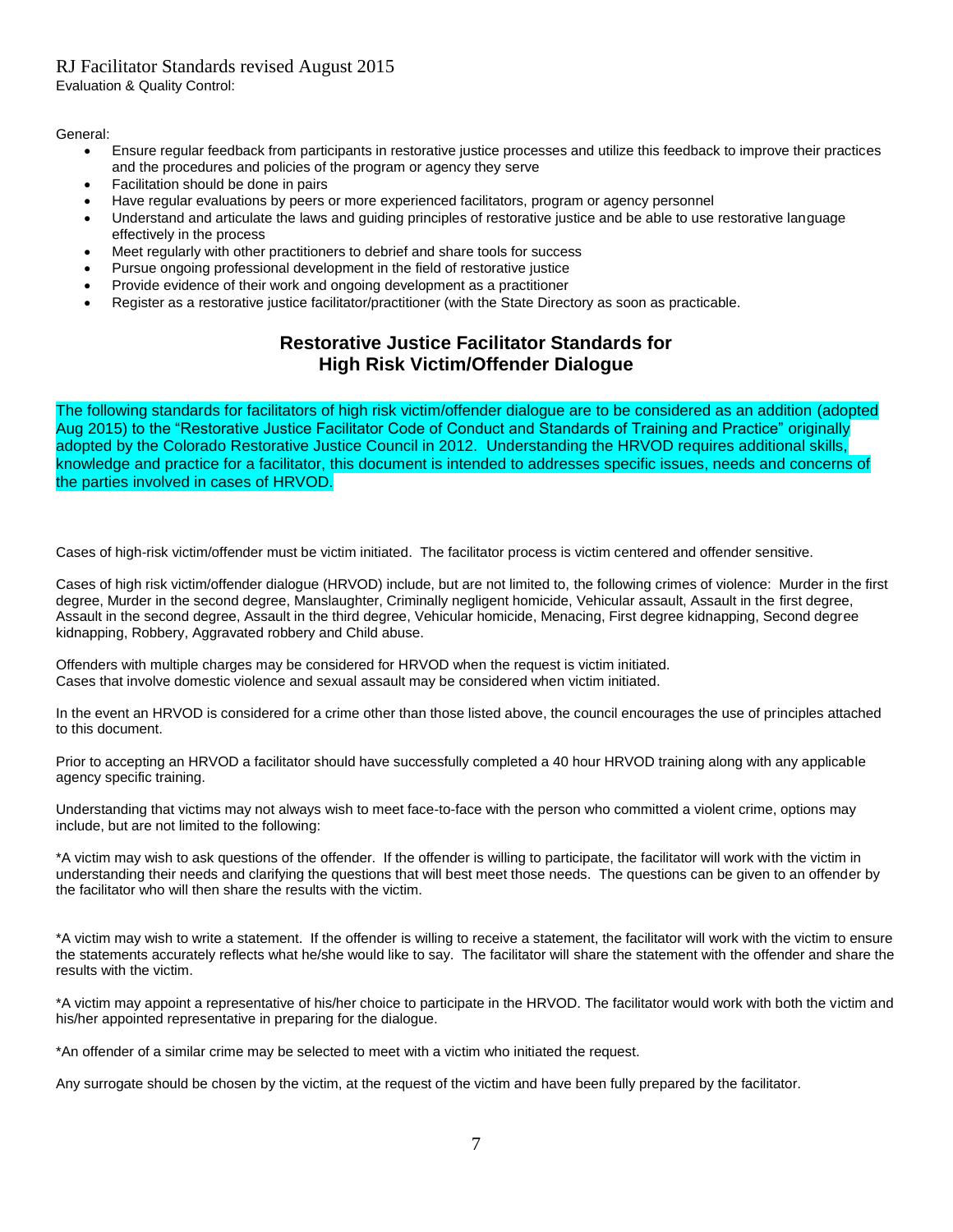Evaluation & Quality Control:

General:

- Ensure regular feedback from participants in restorative justice processes and utilize this feedback to improve their practices and the procedures and policies of the program or agency they serve
- Facilitation should be done in pairs
- Have regular evaluations by peers or more experienced facilitators, program or agency personnel
- Understand and articulate the laws and guiding principles of restorative justice and be able to use restorative language effectively in the process
- Meet regularly with other practitioners to debrief and share tools for success
- Pursue ongoing professional development in the field of restorative justice
- Provide evidence of their work and ongoing development as a practitioner
- Register as a restorative justice facilitator/practitioner (with the State Directory as soon as practicable.

## Restorative Justice Facilitator Standards for High Risk Victim/Offender Dialogue

The following standards for facilitators of high risk victim/offender dialogue are to be considered as an addition (adopted Aug 2015) to the "Restorative Justice Facilitator Code of Conduct and Standards of Training and Practice" originally adopted by the Colorado Restorative Justice Council in 2012. Understanding the HRVOD requires additional skills, knowledge and practice for a facilitator, this document is intended to addresses specific issues, needs and concerns of the parties involved in cases of HRVOD.

Cases of high-risk victim/offender must be victim initiated. The facilitator process is victim centered and offender sensitive.

Cases of high risk victim/offender dialogue (HRVOD) include, but are not limited to, the following crimes of violence: Murder in the first degree, Murder in the second degree, Manslaughter, Criminally negligent homicide, Vehicular assault, Assault in the first degree, Assault in the second degree, Assault in the third degree, Vehicular homicide, Menacing, First degree kidnapping, Second degree kidnapping, Robbery, Aggravated robbery and Child abuse.

Offenders with multiple charges may be considered for HRVOD when the request is victim initiated.
Cases that involve domestic violence and sexual assault may be considered when victim initiated.

In the event an HRVOD is considered for a crime other than those listed above, the council encourages the use of principles attached to this document.

Prior to accepting an HRVOD a facilitator should have successfully completed a 40 hour HRVOD training along with any applicable agency specific training.

Understanding that victims may not always wish to meet face-to-face with the person who committed a violent crime, options may include, but are not limited to the following:

*A victim may wish to ask questions of the offender. If the offender is willing to participate, the facilitator will work with the victim in understanding their needs and clarifying the questions that will best meet those needs. The questions can be given to an offender by the facilitator who will then share the results with the victim.

*A victim may wish to write a statement. If the offender is willing to receive a statement, the facilitator will work with the victim to ensure the statements accurately reflects what he/she would like to say. The facilitator will share the statement with the offender and share the results with the victim.

*A victim may appoint a representative of his/her choice to participate in the HRVOD. The facilitator would work with both the victim and his/her appointed representative in preparing for the dialogue.

*An offender of a similar crime may be selected to meet with a victim who initiated the request.

Any surrogate should be chosen by the victim, at the request of the victim and have been fully prepared by the facilitator.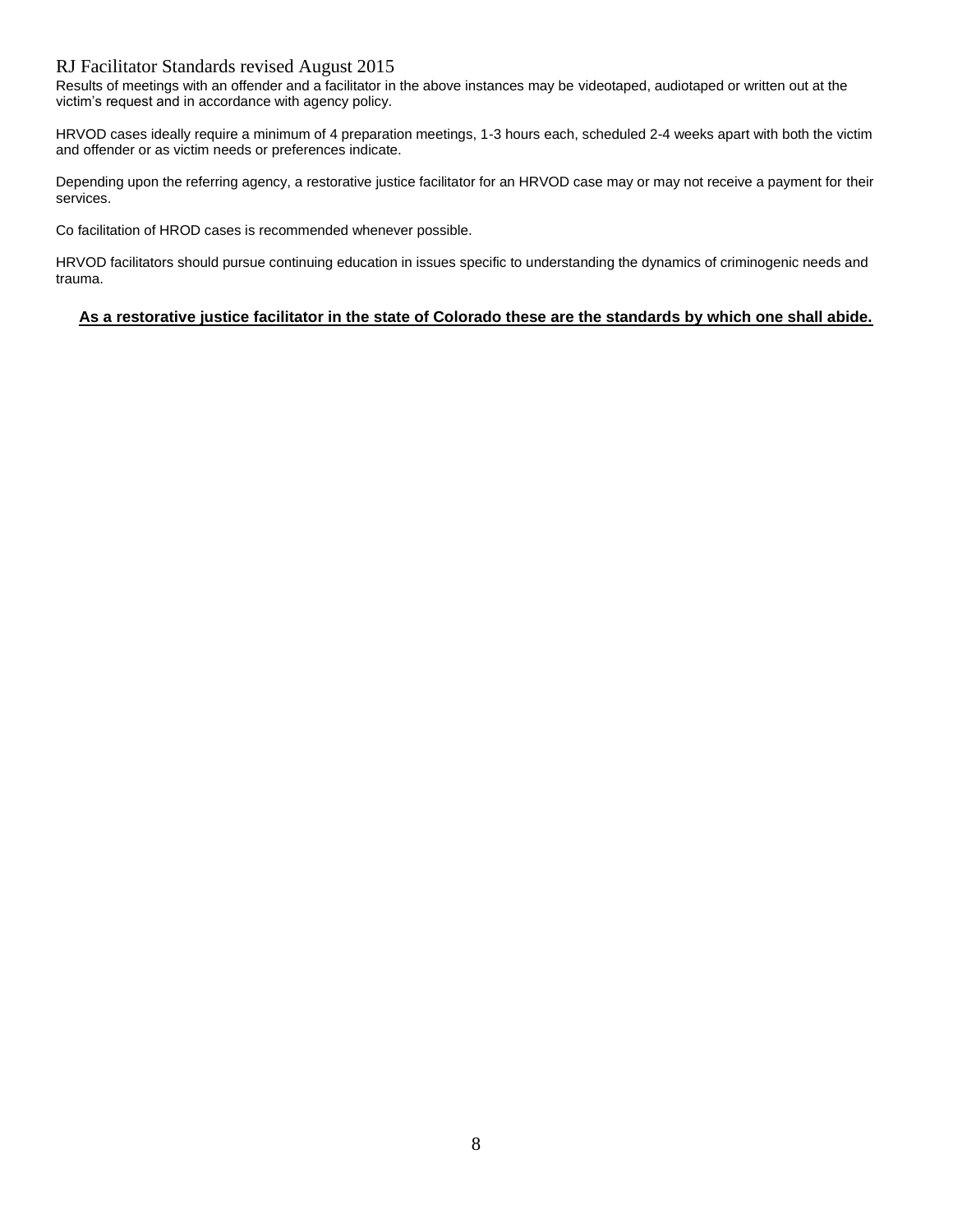Results of meetings with an offender and a facilitator in the above instances may be videotaped, audiotaped or written out at the victim's request and in accordance with agency policy.

HRVOD cases ideally require a minimum of 4 preparation meetings, 1-3 hours each, scheduled 2-4 weeks apart with both the victim and offender or as victim needs or preferences indicate.

Depending upon the referring agency, a restorative justice facilitator for an HRVOD case may or may not receive a payment for their services.

Co facilitation of HROD cases is recommended whenever possible.

HRVOD facilitators should pursue continuing education in issues specific to understanding the dynamics of criminogenic needs and trauma.

**As a restorative justice facilitator in the state of Colorado these are the standards by which one shall abide.**